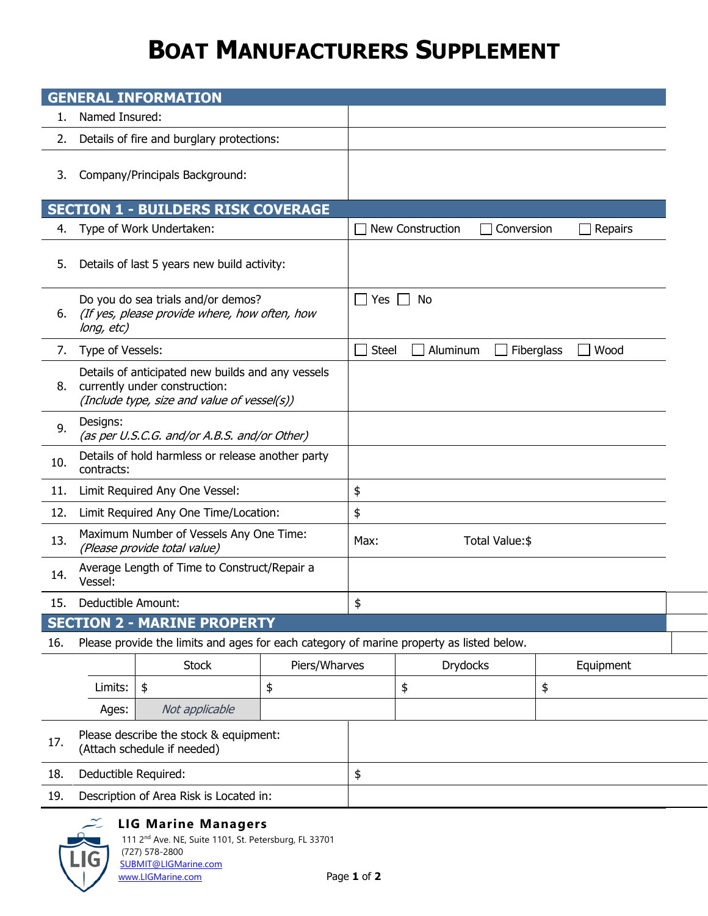# BOAT MANUFACTURERS SUPPLEMENT

## GENERAL INFORMATION

| | | |
|---|---|---|
| 1. | Named Insured: | |
| 2. | Details of fire and burglary protections: | |
| 3. | Company/Principals Background: | |

## SECTION 1 - BUILDERS RISK COVERAGE

| | | |
|---|---|---|
| 4. | Type of Work Undertaken: | ☐ New Construction ☐ Conversion ☐ Repairs |
| 5. | Details of last 5 years new build activity: | |
| 6. | Do you do sea trials and/or demos? *(If yes, please provide where, how often, how long, etc)* | ☐ Yes ☐ No |
| 7. | Type of Vessels: | ☐ Steel ☐ Aluminum ☐ Fiberglass ☐ Wood |
| 8. | Details of anticipated new builds and any vessels currently under construction: *(Include type, size and value of vessel(s))* | |
| 9. | Designs: *(as per U.S.C.G. and/or A.B.S. and/or Other)* | |
| 10. | Details of hold harmless or release another party contracts: | |
| 11. | Limit Required Any One Vessel: | $ |
| 12. | Limit Required Any One Time/Location: | $ |
| 13. | Maximum Number of Vessels Any One Time: *(Please provide total value)* | Max: Total Value:$ |
| 14. | Average Length of Time to Construct/Repair a Vessel: | |
| 15. | Deductible Amount: | $ |

## SECTION 2 - MARINE PROPERTY

16. Please provide the limits and ages for each category of marine property as listed below.

| | Stock | Piers/Wharves | Drydocks | Equipment |
|---|---|---|---|---|
| Limits: | $ | $ | $ | $ |
| Ages: | *Not applicable* | | | |

| | | |
|---|---|---|
| 17. | Please describe the stock & equipment: (Attach schedule if needed) | |
| 18. | Deductible Required: | $ |
| 19. | Description of Area Risk is Located in: | |

**LIG Marine Managers**
111 2nd Ave. NE, Suite 1101, St. Petersburg, FL 33701
(727) 578-2800
SUBMIT@LIGMarine.com
www.LIGMarine.com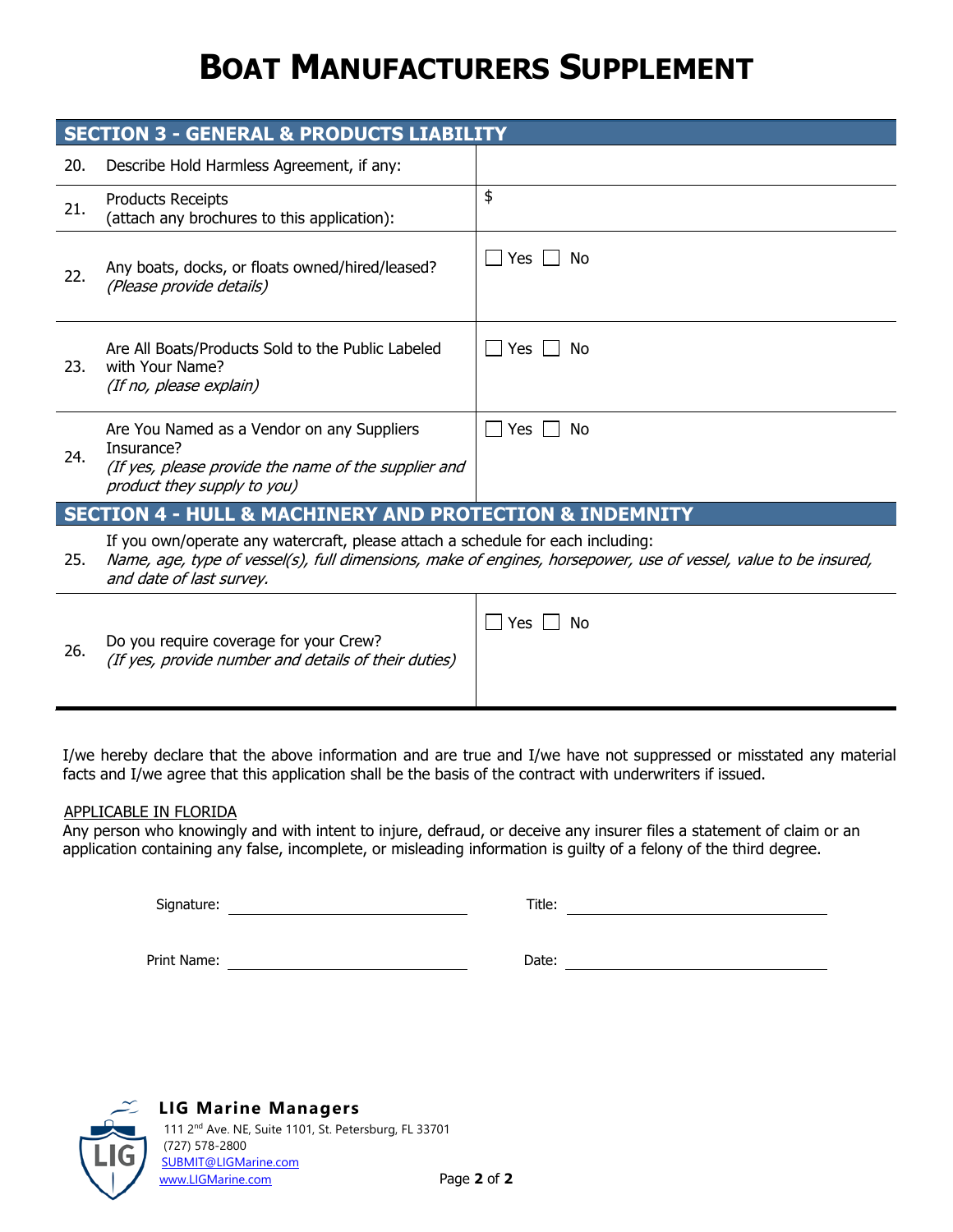# Boat Manufacturers Supplement

| SECTION 3 - GENERAL & PRODUCTS LIABILITY | | |
|---|---|---|
| 20. | Describe Hold Harmless Agreement, if any: | |
| 21. | Products Receipts (attach any brochures to this application): | $ |
| 22. | Any boats, docks, or floats owned/hired/leased? *(Please provide details)* | ☐ Yes ☐ No |
| 23. | Are All Boats/Products Sold to the Public Labeled with Your Name? *(If no, please explain)* | ☐ Yes ☐ No |
| 24. | Are You Named as a Vendor on any Suppliers Insurance? *(If yes, please provide the name of the supplier and product they supply to you)* | ☐ Yes ☐ No |

| SECTION 4 - HULL & MACHINERY AND PROTECTION & INDEMNITY | | |
|---|---|---|
| 25. | If you own/operate any watercraft, please attach a schedule for each including: *Name, age, type of vessel(s), full dimensions, make of engines, horsepower, use of vessel, value to be insured, and date of last survey.* | |
| 26. | Do you require coverage for your Crew? *(If yes, provide number and details of their duties)* | ☐ Yes ☐ No |

I/we hereby declare that the above information and are true and I/we have not suppressed or misstated any material facts and I/we agree that this application shall be the basis of the contract with underwriters if issued.

APPLICABLE IN FLORIDA

Any person who knowingly and with intent to injure, defraud, or deceive any insurer files a statement of claim or an application containing any false, incomplete, or misleading information is guilty of a felony of the third degree.

Signature: ____________________ Title: ____________________

Print Name: ____________________ Date: ____________________

**LIG Marine Managers**
111 2nd Ave. NE, Suite 1101, St. Petersburg, FL 33701
(727) 578-2800
SUBMIT@LIGMarine.com
www.LIGMarine.com